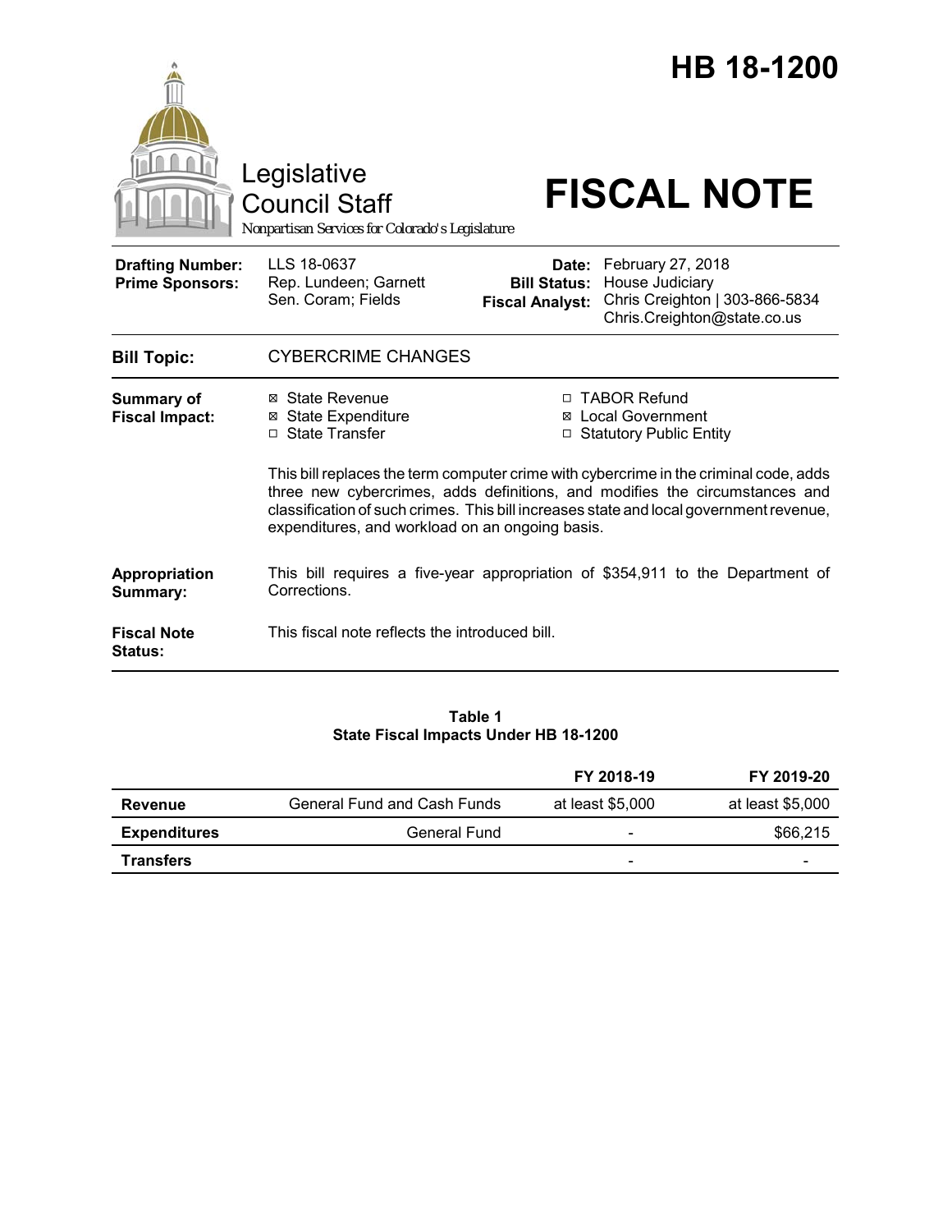# HB 18-1200

Legislative Council Staff

*Nonpartisan Services for Colorado's Legislature*

# FISCAL NOTE

| | | | |
|---|---|---|---|
| **Drafting Number:** | LLS 18-0637 | **Date:** | February 27, 2018 |
| **Prime Sponsors:** | Rep. Lundeen; Garnett<br>Sen. Coram; Fields | **Bill Status:** | House Judiciary |
| | | **Fiscal Analyst:** | Chris Creighton \| 303-866-5834<br>Chris.Creighton@state.co.us |

**Bill Topic:** CYBERCRIME CHANGES

**Summary of Fiscal Impact:**

- ☒ State Revenue
- ☒ State Expenditure
- ☐ State Transfer
- ☐ TABOR Refund
- ☒ Local Government
- ☐ Statutory Public Entity

This bill replaces the term computer crime with cybercrime in the criminal code, adds three new cybercrimes, adds definitions, and modifies the circumstances and classification of such crimes. This bill increases state and local government revenue, expenditures, and workload on an ongoing basis.

**Appropriation Summary:** This bill requires a five-year appropriation of $354,911 to the Department of Corrections.

**Fiscal Note Status:** This fiscal note reflects the introduced bill.

**Table 1**
**State Fiscal Impacts Under HB 18-1200**

| | | FY 2018-19 | FY 2019-20 |
|---|---|---|---|
| **Revenue** | General Fund and Cash Funds | at least $5,000 | at least $5,000 |
| **Expenditures** | General Fund | - | $66,215 |
| **Transfers** | | - | - |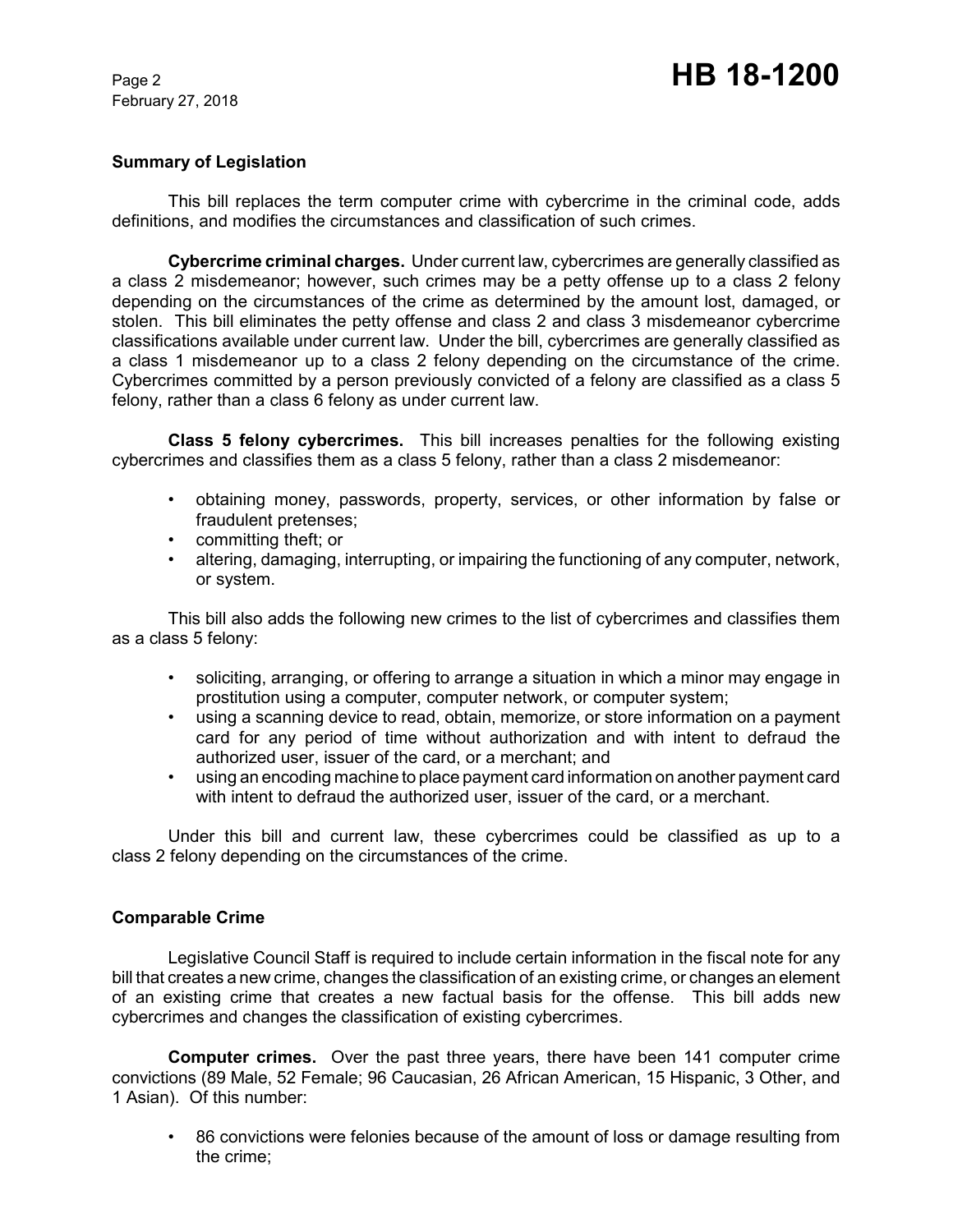### Summary of Legislation

This bill replaces the term computer crime with cybercrime in the criminal code, adds definitions, and modifies the circumstances and classification of such crimes.

**Cybercrime criminal charges.** Under current law, cybercrimes are generally classified as a class 2 misdemeanor; however, such crimes may be a petty offense up to a class 2 felony depending on the circumstances of the crime as determined by the amount lost, damaged, or stolen. This bill eliminates the petty offense and class 2 and class 3 misdemeanor cybercrime classifications available under current law. Under the bill, cybercrimes are generally classified as a class 1 misdemeanor up to a class 2 felony depending on the circumstance of the crime. Cybercrimes committed by a person previously convicted of a felony are classified as a class 5 felony, rather than a class 6 felony as under current law.

**Class 5 felony cybercrimes.** This bill increases penalties for the following existing cybercrimes and classifies them as a class 5 felony, rather than a class 2 misdemeanor:

- obtaining money, passwords, property, services, or other information by false or fraudulent pretenses;
- committing theft; or
- altering, damaging, interrupting, or impairing the functioning of any computer, network, or system.

This bill also adds the following new crimes to the list of cybercrimes and classifies them as a class 5 felony:

- soliciting, arranging, or offering to arrange a situation in which a minor may engage in prostitution using a computer, computer network, or computer system;
- using a scanning device to read, obtain, memorize, or store information on a payment card for any period of time without authorization and with intent to defraud the authorized user, issuer of the card, or a merchant; and
- using an encoding machine to place payment card information on another payment card with intent to defraud the authorized user, issuer of the card, or a merchant.

Under this bill and current law, these cybercrimes could be classified as up to a class 2 felony depending on the circumstances of the crime.

### Comparable Crime

Legislative Council Staff is required to include certain information in the fiscal note for any bill that creates a new crime, changes the classification of an existing crime, or changes an element of an existing crime that creates a new factual basis for the offense. This bill adds new cybercrimes and changes the classification of existing cybercrimes.

**Computer crimes.** Over the past three years, there have been 141 computer crime convictions (89 Male, 52 Female; 96 Caucasian, 26 African American, 15 Hispanic, 3 Other, and 1 Asian). Of this number:

- 86 convictions were felonies because of the amount of loss or damage resulting from the crime;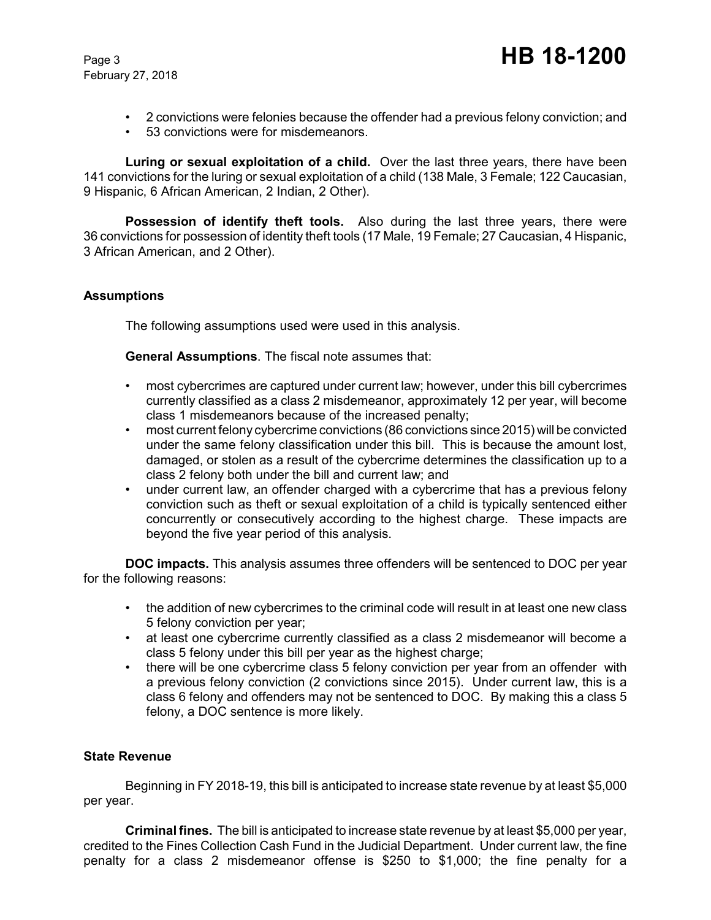- 2 convictions were felonies because the offender had a previous felony conviction; and
- 53 convictions were for misdemeanors.

**Luring or sexual exploitation of a child.** Over the last three years, there have been 141 convictions for the luring or sexual exploitation of a child (138 Male, 3 Female; 122 Caucasian, 9 Hispanic, 6 African American, 2 Indian, 2 Other).

**Possession of identify theft tools.** Also during the last three years, there were 36 convictions for possession of identity theft tools (17 Male, 19 Female; 27 Caucasian, 4 Hispanic, 3 African American, and 2 Other).

### Assumptions

The following assumptions used were used in this analysis.

**General Assumptions**. The fiscal note assumes that:

- most cybercrimes are captured under current law; however, under this bill cybercrimes currently classified as a class 2 misdemeanor, approximately 12 per year, will become class 1 misdemeanors because of the increased penalty;
- most current felony cybercrime convictions (86 convictions since 2015) will be convicted under the same felony classification under this bill. This is because the amount lost, damaged, or stolen as a result of the cybercrime determines the classification up to a class 2 felony both under the bill and current law; and
- under current law, an offender charged with a cybercrime that has a previous felony conviction such as theft or sexual exploitation of a child is typically sentenced either concurrently or consecutively according to the highest charge. These impacts are beyond the five year period of this analysis.

**DOC impacts.** This analysis assumes three offenders will be sentenced to DOC per year for the following reasons:

- the addition of new cybercrimes to the criminal code will result in at least one new class 5 felony conviction per year;
- at least one cybercrime currently classified as a class 2 misdemeanor will become a class 5 felony under this bill per year as the highest charge;
- there will be one cybercrime class 5 felony conviction per year from an offender with a previous felony conviction (2 convictions since 2015). Under current law, this is a class 6 felony and offenders may not be sentenced to DOC. By making this a class 5 felony, a DOC sentence is more likely.

### State Revenue

Beginning in FY 2018-19, this bill is anticipated to increase state revenue by at least $5,000 per year.

**Criminal fines.** The bill is anticipated to increase state revenue by at least $5,000 per year, credited to the Fines Collection Cash Fund in the Judicial Department. Under current law, the fine penalty for a class 2 misdemeanor offense is $250 to $1,000; the fine penalty for a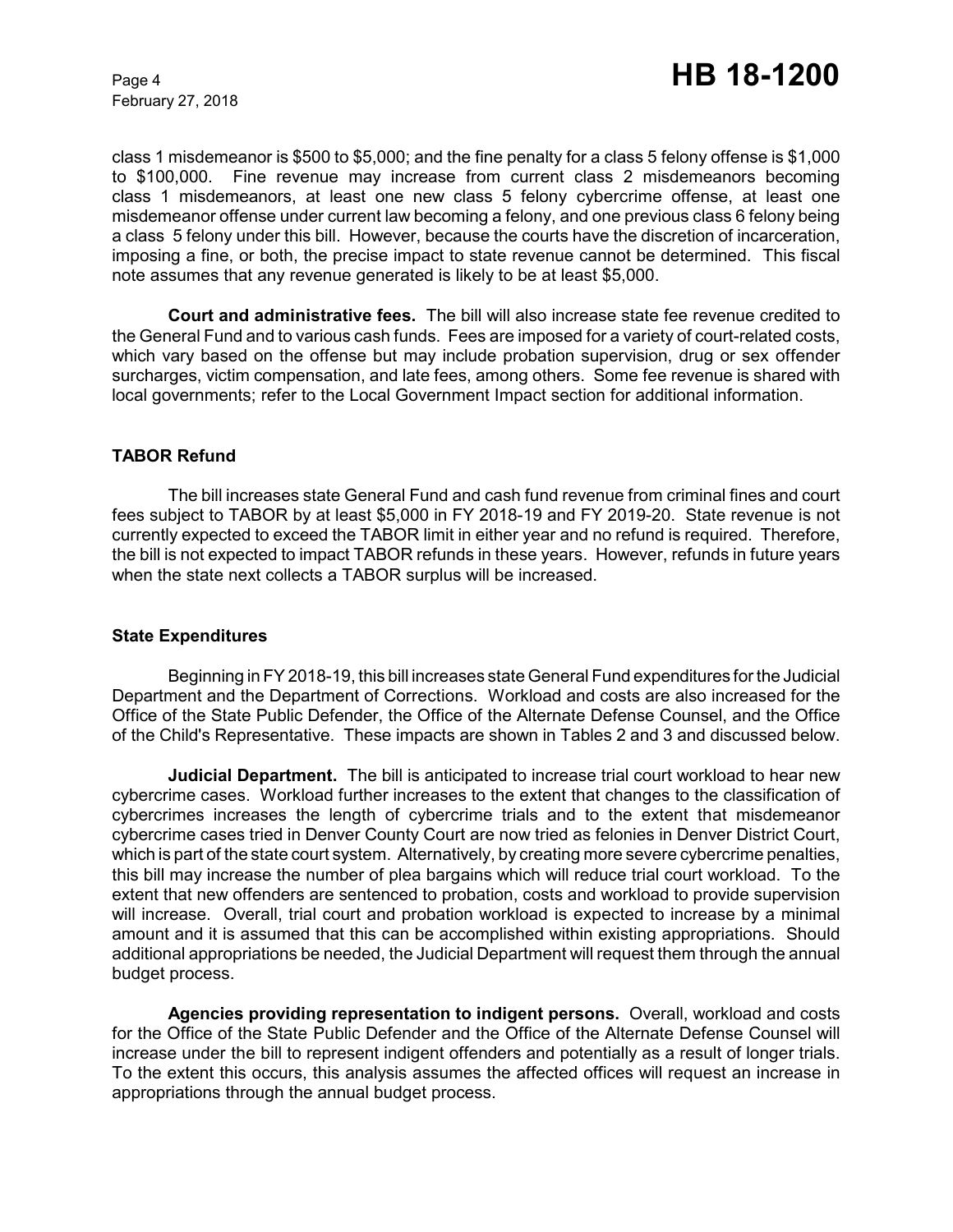class 1 misdemeanor is $500 to $5,000; and the fine penalty for a class 5 felony offense is $1,000 to $100,000. Fine revenue may increase from current class 2 misdemeanors becoming class 1 misdemeanors, at least one new class 5 felony cybercrime offense, at least one misdemeanor offense under current law becoming a felony, and one previous class 6 felony being a class 5 felony under this bill. However, because the courts have the discretion of incarceration, imposing a fine, or both, the precise impact to state revenue cannot be determined. This fiscal note assumes that any revenue generated is likely to be at least $5,000.

**Court and administrative fees.** The bill will also increase state fee revenue credited to the General Fund and to various cash funds. Fees are imposed for a variety of court-related costs, which vary based on the offense but may include probation supervision, drug or sex offender surcharges, victim compensation, and late fees, among others. Some fee revenue is shared with local governments; refer to the Local Government Impact section for additional information.

## TABOR Refund

The bill increases state General Fund and cash fund revenue from criminal fines and court fees subject to TABOR by at least $5,000 in FY 2018-19 and FY 2019-20. State revenue is not currently expected to exceed the TABOR limit in either year and no refund is required. Therefore, the bill is not expected to impact TABOR refunds in these years. However, refunds in future years when the state next collects a TABOR surplus will be increased.

## State Expenditures

Beginning in FY 2018-19, this bill increases state General Fund expenditures for the Judicial Department and the Department of Corrections. Workload and costs are also increased for the Office of the State Public Defender, the Office of the Alternate Defense Counsel, and the Office of the Child's Representative. These impacts are shown in Tables 2 and 3 and discussed below.

**Judicial Department.** The bill is anticipated to increase trial court workload to hear new cybercrime cases. Workload further increases to the extent that changes to the classification of cybercrimes increases the length of cybercrime trials and to the extent that misdemeanor cybercrime cases tried in Denver County Court are now tried as felonies in Denver District Court, which is part of the state court system. Alternatively, by creating more severe cybercrime penalties, this bill may increase the number of plea bargains which will reduce trial court workload. To the extent that new offenders are sentenced to probation, costs and workload to provide supervision will increase. Overall, trial court and probation workload is expected to increase by a minimal amount and it is assumed that this can be accomplished within existing appropriations. Should additional appropriations be needed, the Judicial Department will request them through the annual budget process.

**Agencies providing representation to indigent persons.** Overall, workload and costs for the Office of the State Public Defender and the Office of the Alternate Defense Counsel will increase under the bill to represent indigent offenders and potentially as a result of longer trials. To the extent this occurs, this analysis assumes the affected offices will request an increase in appropriations through the annual budget process.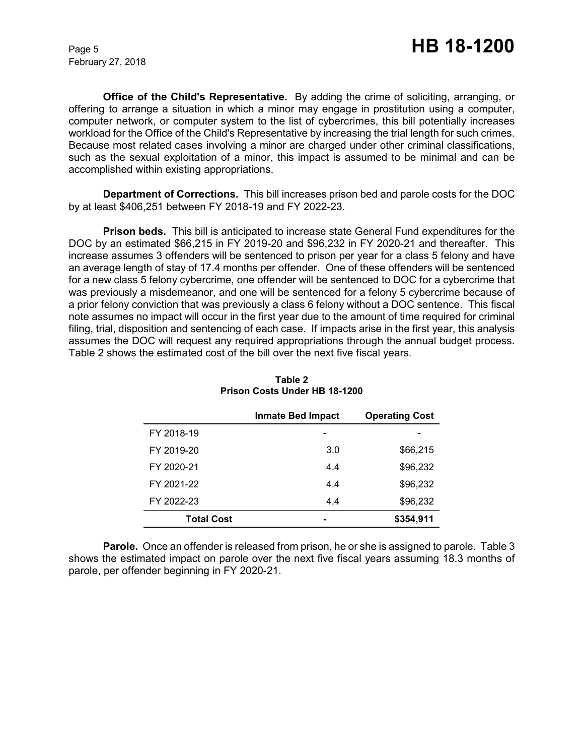**Office of the Child's Representative.** By adding the crime of soliciting, arranging, or offering to arrange a situation in which a minor may engage in prostitution using a computer, computer network, or computer system to the list of cybercrimes, this bill potentially increases workload for the Office of the Child's Representative by increasing the trial length for such crimes. Because most related cases involving a minor are charged under other criminal classifications, such as the sexual exploitation of a minor, this impact is assumed to be minimal and can be accomplished within existing appropriations.

**Department of Corrections.** This bill increases prison bed and parole costs for the DOC by at least $406,251 between FY 2018-19 and FY 2022-23.

**Prison beds.** This bill is anticipated to increase state General Fund expenditures for the DOC by an estimated $66,215 in FY 2019-20 and $96,232 in FY 2020-21 and thereafter. This increase assumes 3 offenders will be sentenced to prison per year for a class 5 felony and have an average length of stay of 17.4 months per offender. One of these offenders will be sentenced for a new class 5 felony cybercrime, one offender will be sentenced to DOC for a cybercrime that was previously a misdemeanor, and one will be sentenced for a felony 5 cybercrime because of a prior felony conviction that was previously a class 6 felony without a DOC sentence. This fiscal note assumes no impact will occur in the first year due to the amount of time required for criminal filing, trial, disposition and sentencing of each case. If impacts arise in the first year, this analysis assumes the DOC will request any required appropriations through the annual budget process. Table 2 shows the estimated cost of the bill over the next five fiscal years.

**Table 2**
**Prison Costs Under HB 18-1200**

| | Inmate Bed Impact | Operating Cost |
|---|---|---|
| FY 2018-19 | - | - |
| FY 2019-20 | 3.0 | $66,215 |
| FY 2020-21 | 4.4 | $96,232 |
| FY 2021-22 | 4.4 | $96,232 |
| FY 2022-23 | 4.4 | $96,232 |
| **Total Cost** | **-** | **$354,911** |

**Parole.** Once an offender is released from prison, he or she is assigned to parole. Table 3 shows the estimated impact on parole over the next five fiscal years assuming 18.3 months of parole, per offender beginning in FY 2020-21.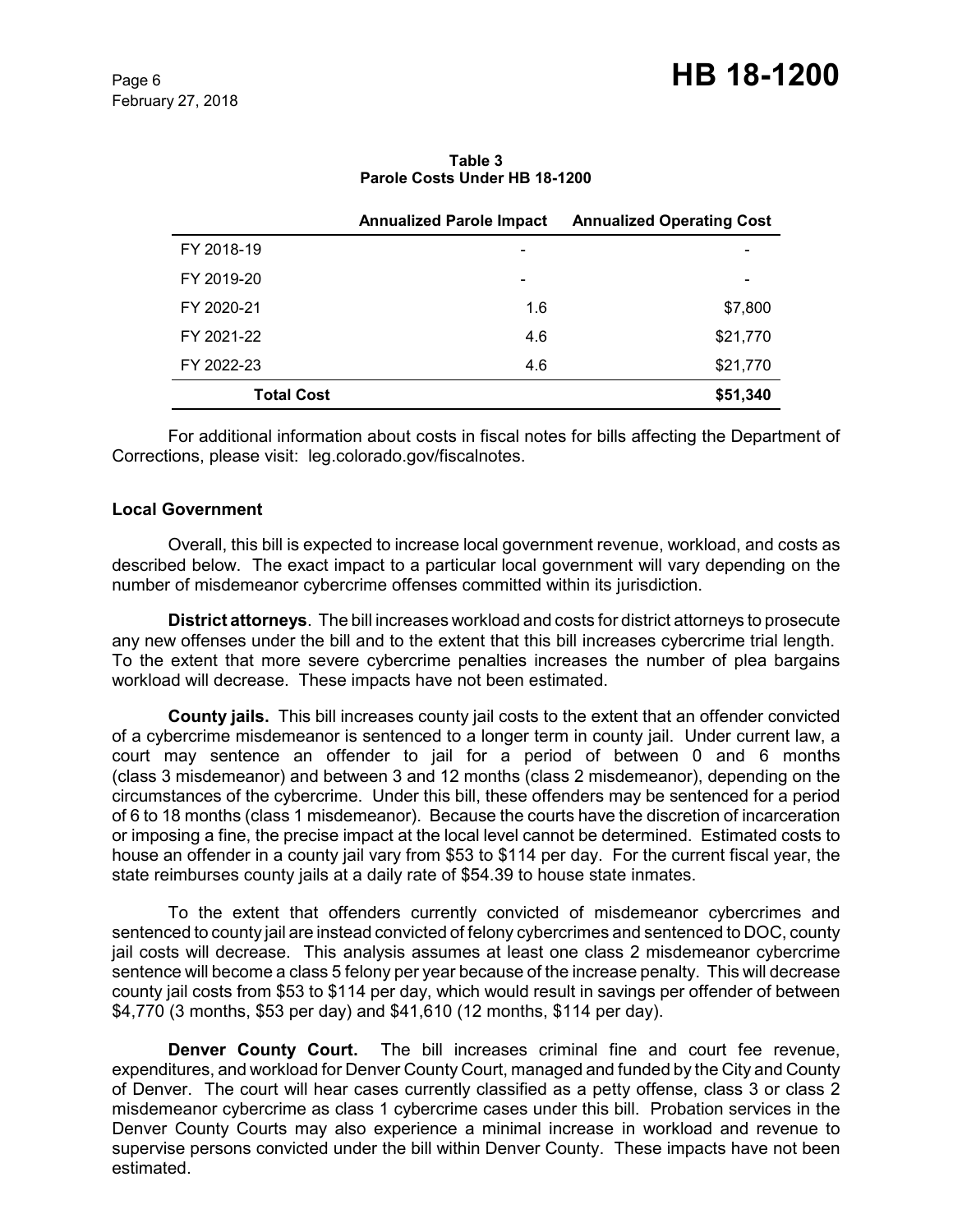**Table 3**
**Parole Costs Under HB 18-1200**

| | Annualized Parole Impact | Annualized Operating Cost |
|---|---|---|
| FY 2018-19 | - | - |
| FY 2019-20 | - | - |
| FY 2020-21 | 1.6 | $7,800 |
| FY 2021-22 | 4.6 | $21,770 |
| FY 2022-23 | 4.6 | $21,770 |
| **Total Cost** | | **$51,340** |

For additional information about costs in fiscal notes for bills affecting the Department of Corrections, please visit: leg.colorado.gov/fiscalnotes.

### Local Government

Overall, this bill is expected to increase local government revenue, workload, and costs as described below. The exact impact to a particular local government will vary depending on the number of misdemeanor cybercrime offenses committed within its jurisdiction.

**District attorneys**. The bill increases workload and costs for district attorneys to prosecute any new offenses under the bill and to the extent that this bill increases cybercrime trial length. To the extent that more severe cybercrime penalties increases the number of plea bargains workload will decrease. These impacts have not been estimated.

**County jails.** This bill increases county jail costs to the extent that an offender convicted of a cybercrime misdemeanor is sentenced to a longer term in county jail. Under current law, a court may sentence an offender to jail for a period of between 0 and 6 months (class 3 misdemeanor) and between 3 and 12 months (class 2 misdemeanor), depending on the circumstances of the cybercrime. Under this bill, these offenders may be sentenced for a period of 6 to 18 months (class 1 misdemeanor). Because the courts have the discretion of incarceration or imposing a fine, the precise impact at the local level cannot be determined. Estimated costs to house an offender in a county jail vary from $53 to $114 per day. For the current fiscal year, the state reimburses county jails at a daily rate of $54.39 to house state inmates.

To the extent that offenders currently convicted of misdemeanor cybercrimes and sentenced to county jail are instead convicted of felony cybercrimes and sentenced to DOC, county jail costs will decrease. This analysis assumes at least one class 2 misdemeanor cybercrime sentence will become a class 5 felony per year because of the increase penalty. This will decrease county jail costs from $53 to $114 per day, which would result in savings per offender of between $4,770 (3 months, $53 per day) and $41,610 (12 months, $114 per day).

**Denver County Court.** The bill increases criminal fine and court fee revenue, expenditures, and workload for Denver County Court, managed and funded by the City and County of Denver. The court will hear cases currently classified as a petty offense, class 3 or class 2 misdemeanor cybercrime as class 1 cybercrime cases under this bill. Probation services in the Denver County Courts may also experience a minimal increase in workload and revenue to supervise persons convicted under the bill within Denver County. These impacts have not been estimated.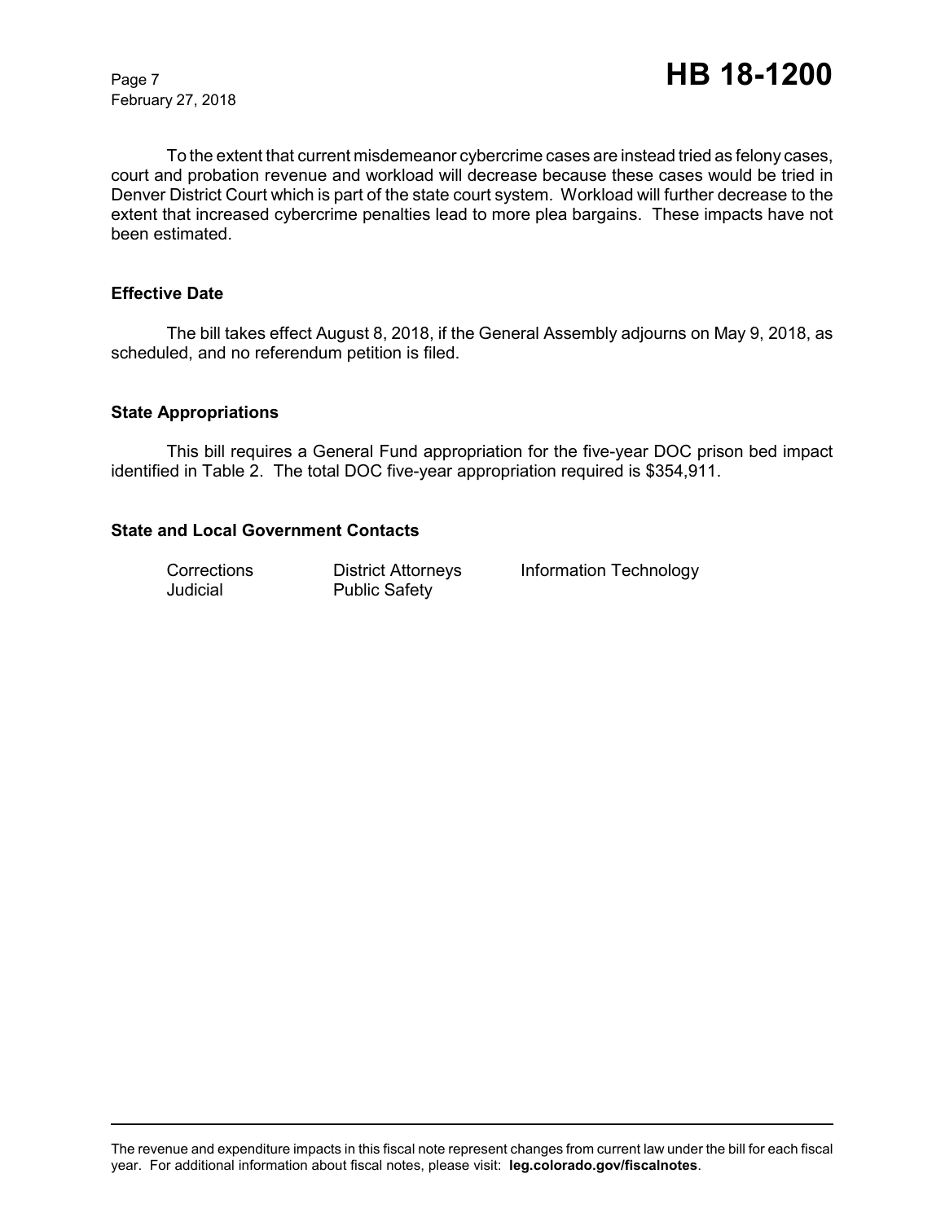To the extent that current misdemeanor cybercrime cases are instead tried as felony cases, court and probation revenue and workload will decrease because these cases would be tried in Denver District Court which is part of the state court system. Workload will further decrease to the extent that increased cybercrime penalties lead to more plea bargains. These impacts have not been estimated.

### Effective Date

The bill takes effect August 8, 2018, if the General Assembly adjourns on May 9, 2018, as scheduled, and no referendum petition is filed.

### State Appropriations

This bill requires a General Fund appropriation for the five-year DOC prison bed impact identified in Table 2. The total DOC five-year appropriation required is $354,911.

### State and Local Government Contacts

| | | |
|---|---|---|
| Corrections | District Attorneys | Information Technology |
| Judicial | Public Safety | |

The revenue and expenditure impacts in this fiscal note represent changes from current law under the bill for each fiscal year. For additional information about fiscal notes, please visit: **leg.colorado.gov/fiscalnotes**.